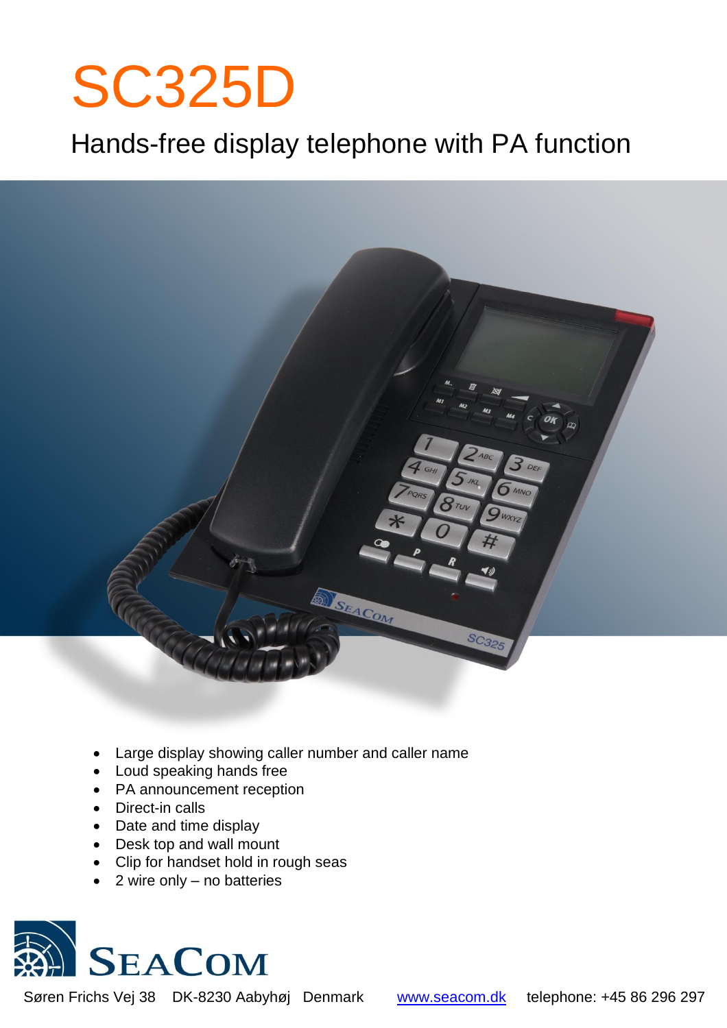# SC325D

## Hands-free display telephone with PA function

- Large display showing caller number and caller name
- Loud speaking hands free
- PA announcement reception
- Direct-in calls
- Date and time display
- Desk top and wall mount
- Clip for handset hold in rough seas
- 2 wire only – no batteries

SEACOM

Søren Frichs Vej 38 DK-8230 Aabyhøj Denmark www.seacom.dk telephone: +45 86 296 297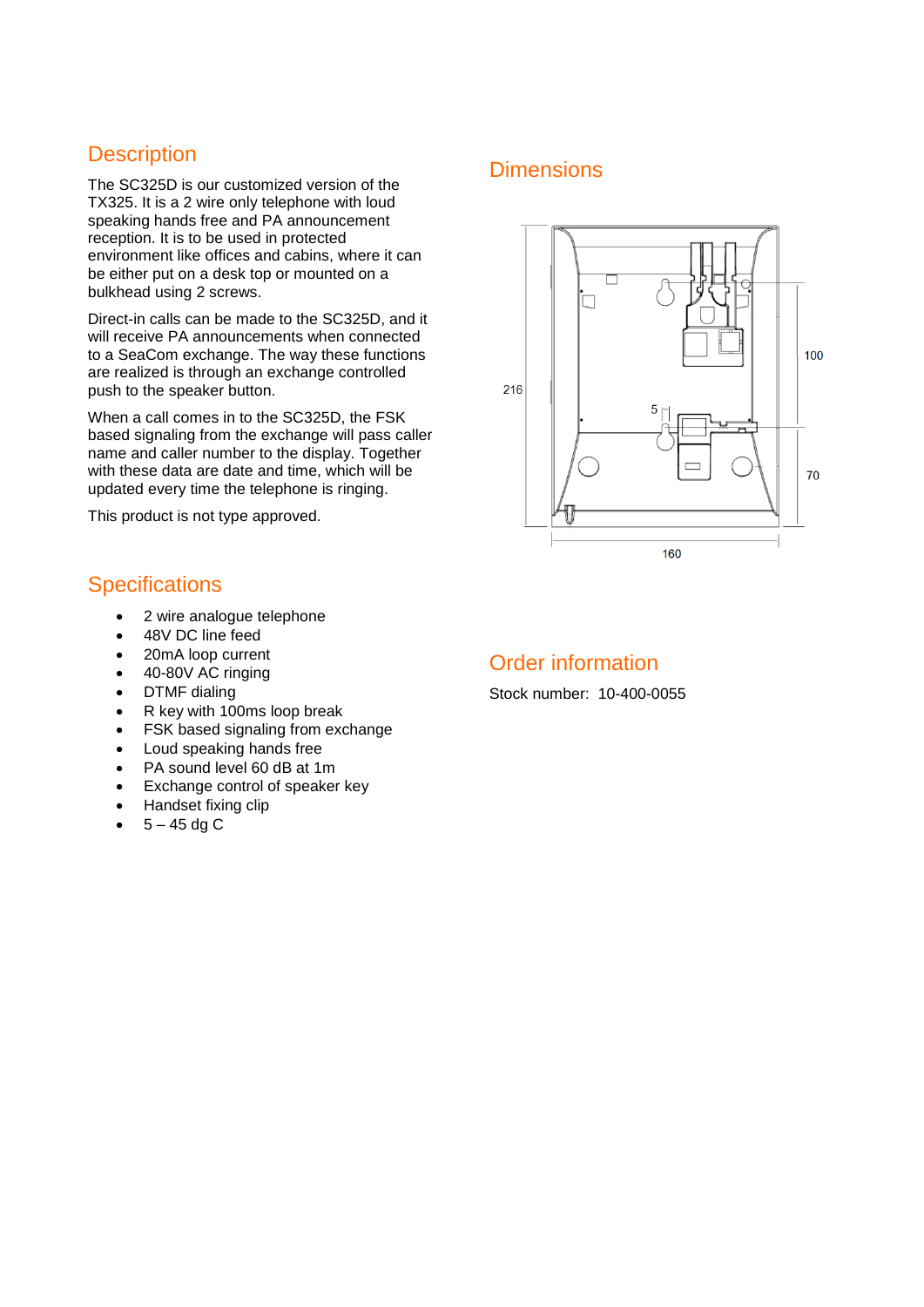## Description

The SC325D is our customized version of the TX325. It is a 2 wire only telephone with loud speaking hands free and PA announcement reception. It is to be used in protected environment like offices and cabins, where it can be either put on a desk top or mounted on a bulkhead using 2 screws.

Direct-in calls can be made to the SC325D, and it will receive PA announcements when connected to a SeaCom exchange. The way these functions are realized is through an exchange controlled push to the speaker button.

When a call comes in to the SC325D, the FSK based signaling from the exchange will pass caller name and caller number to the display. Together with these data are date and time, which will be updated every time the telephone is ringing.

This product is not type approved.

## Dimensions

216

100

5

70

160

## Specifications

- 2 wire analogue telephone
- 48V DC line feed
- 20mA loop current
- 40-80V AC ringing
- DTMF dialing
- R key with 100ms loop break
- FSK based signaling from exchange
- Loud speaking hands free
- PA sound level 60 dB at 1m
- Exchange control of speaker key
- Handset fixing clip
- 5 – 45 dg C

## Order information

Stock number: 10-400-0055